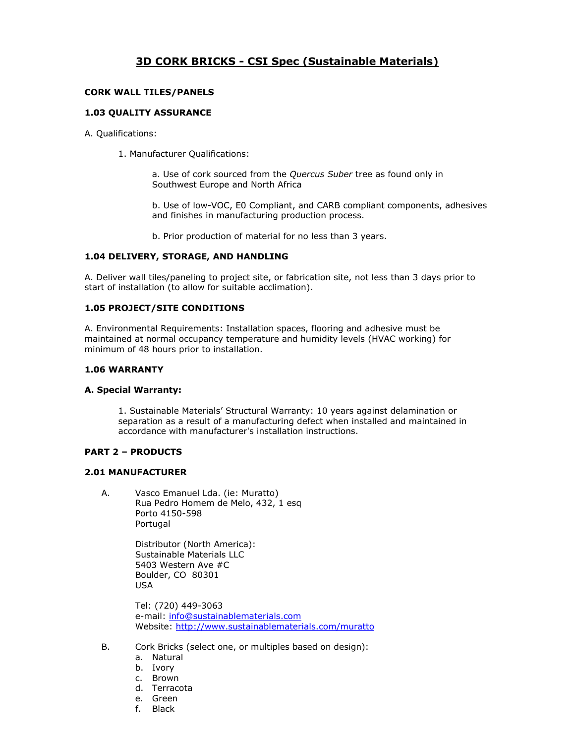# 3D CORK BRICKS - CSI Spec (Sustainable Materials)

**CORK WALL TILES/PANELS**

**1.03 QUALITY ASSURANCE**

A. Qualifications:

1. Manufacturer Qualifications:

   a. Use of cork sourced from the *Quercus Suber* tree as found only in Southwest Europe and North Africa

   b. Use of low-VOC, E0 Compliant, and CARB compliant components, adhesives and finishes in manufacturing production process.

   b. Prior production of material for no less than 3 years.

**1.04 DELIVERY, STORAGE, AND HANDLING**

A. Deliver wall tiles/paneling to project site, or fabrication site, not less than 3 days prior to start of installation (to allow for suitable acclimation).

**1.05 PROJECT/SITE CONDITIONS**

A. Environmental Requirements: Installation spaces, flooring and adhesive must be maintained at normal occupancy temperature and humidity levels (HVAC working) for minimum of 48 hours prior to installation.

**1.06 WARRANTY**

**A. Special Warranty:**

1. Sustainable Materials' Structural Warranty: 10 years against delamination or separation as a result of a manufacturing defect when installed and maintained in accordance with manufacturer's installation instructions.

**PART 2 – PRODUCTS**

**2.01 MANUFACTURER**

A. Vasco Emanuel Lda. (ie: Muratto)
Rua Pedro Homem de Melo, 432, 1 esq
Porto 4150-598
Portugal

Distributor (North America):
Sustainable Materials LLC
5403 Western Ave #C
Boulder, CO 80301
USA

Tel: (720) 449-3063
e-mail: info@sustainablematerials.com
Website: http://www.sustainablematerials.com/muratto

B. Cork Bricks (select one, or multiples based on design):

   a. Natural
   b. Ivory
   c. Brown
   d. Terracota
   e. Green
   f. Black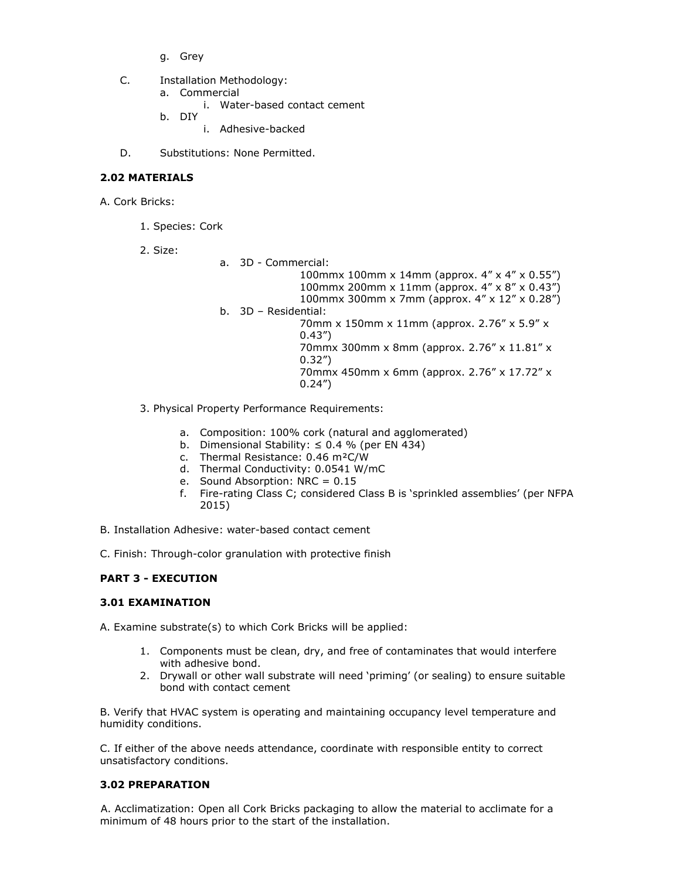g. Grey

C. Installation Methodology:
   a. Commercial
      i. Water-based contact cement
   b. DIY
      i. Adhesive-backed

D. Substitutions: None Permitted.

**2.02 MATERIALS**

A. Cork Bricks:

1. Species: Cork

2. Size:

   a. 3D - Commercial:
      100mmx 100mm x 14mm (approx. 4" x 4" x 0.55")
      100mmx 200mm x 11mm (approx. 4" x 8" x 0.43")
      100mmx 300mm x 7mm (approx. 4" x 12" x 0.28")
   b. 3D – Residential:
      70mm x 150mm x 11mm (approx. 2.76" x 5.9" x 0.43")
      70mmx 300mm x 8mm (approx. 2.76" x 11.81" x 0.32")
      70mmx 450mm x 6mm (approx. 2.76" x 17.72" x 0.24")

3. Physical Property Performance Requirements:

   a. Composition: 100% cork (natural and agglomerated)
   b. Dimensional Stability: ≤ 0.4 % (per EN 434)
   c. Thermal Resistance: 0.46 $m^2C/W$
   d. Thermal Conductivity: 0.0541 W/mC
   e. Sound Absorption: NRC = 0.15
   f. Fire-rating Class C; considered Class B is 'sprinkled assemblies' (per NFPA 2015)

B. Installation Adhesive: water-based contact cement

C. Finish: Through-color granulation with protective finish

**PART 3 - EXECUTION**

**3.01 EXAMINATION**

A. Examine substrate(s) to which Cork Bricks will be applied:

1. Components must be clean, dry, and free of contaminates that would interfere with adhesive bond.
2. Drywall or other wall substrate will need 'priming' (or sealing) to ensure suitable bond with contact cement

B. Verify that HVAC system is operating and maintaining occupancy level temperature and humidity conditions.

C. If either of the above needs attendance, coordinate with responsible entity to correct unsatisfactory conditions.

**3.02 PREPARATION**

A. Acclimatization: Open all Cork Bricks packaging to allow the material to acclimate for a minimum of 48 hours prior to the start of the installation.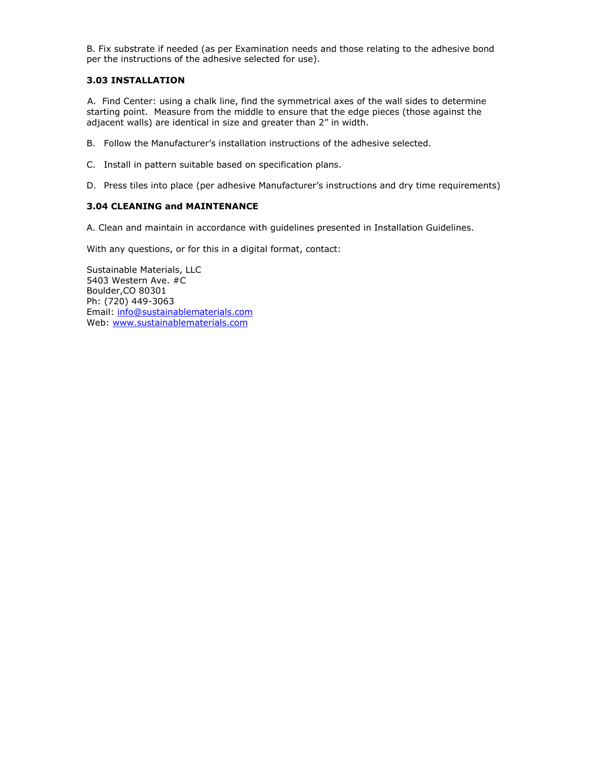B. Fix substrate if needed (as per Examination needs and those relating to the adhesive bond per the instructions of the adhesive selected for use).

**3.03 INSTALLATION**

A. Find Center: using a chalk line, find the symmetrical axes of the wall sides to determine starting point. Measure from the middle to ensure that the edge pieces (those against the adjacent walls) are identical in size and greater than 2" in width.

B. Follow the Manufacturer's installation instructions of the adhesive selected.

C. Install in pattern suitable based on specification plans.

D. Press tiles into place (per adhesive Manufacturer's instructions and dry time requirements)

**3.04 CLEANING and MAINTENANCE**

A. Clean and maintain in accordance with guidelines presented in Installation Guidelines.

With any questions, or for this in a digital format, contact:

Sustainable Materials, LLC
5403 Western Ave. #C
Boulder,CO 80301
Ph: (720) 449-3063
Email: info@sustainablematerials.com
Web: www.sustainablematerials.com